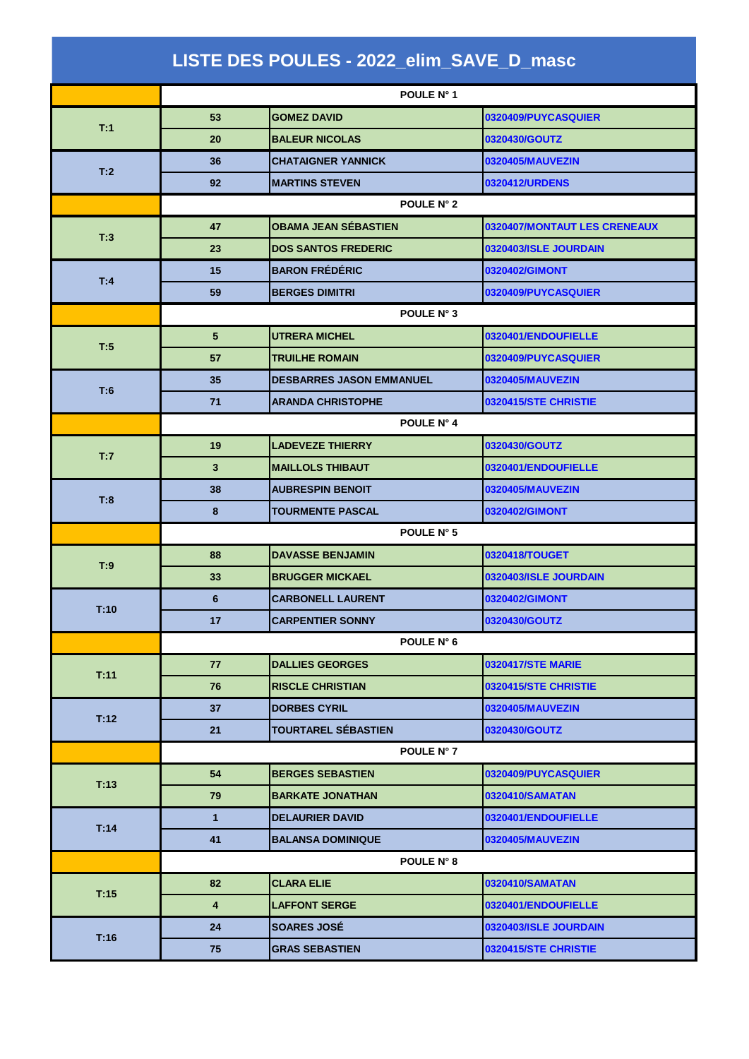# LISTE DES POULES - 2022_elim_SAVE_D_masc

| | | | |
|---|---|---|---|
| | POULE N° 1 | | |
| T:1 | 53 | GOMEZ DAVID | 0320409/PUYCASQUIER |
| | 20 | BALEUR NICOLAS | 0320430/GOUTZ |
| T:2 | 36 | CHATAIGNER YANNICK | 0320405/MAUVEZIN |
| | 92 | MARTINS STEVEN | 0320412/URDENS |
| | POULE N° 2 | | |
| T:3 | 47 | OBAMA JEAN SÉBASTIEN | 0320407/MONTAUT LES CRENEAUX |
| | 23 | DOS SANTOS FREDERIC | 0320403/ISLE JOURDAIN |
| T:4 | 15 | BARON FRÉDÉRIC | 0320402/GIMONT |
| | 59 | BERGES DIMITRI | 0320409/PUYCASQUIER |
| | POULE N° 3 | | |
| T:5 | 5 | UTRERA MICHEL | 0320401/ENDOUFIELLE |
| | 57 | TRUILHE ROMAIN | 0320409/PUYCASQUIER |
| T:6 | 35 | DESBARRES JASON EMMANUEL | 0320405/MAUVEZIN |
| | 71 | ARANDA CHRISTOPHE | 0320415/STE CHRISTIE |
| | POULE N° 4 | | |
| T:7 | 19 | LADEVEZE THIERRY | 0320430/GOUTZ |
| | 3 | MAILLOLS THIBAUT | 0320401/ENDOUFIELLE |
| T:8 | 38 | AUBRESPIN BENOIT | 0320405/MAUVEZIN |
| | 8 | TOURMENTE PASCAL | 0320402/GIMONT |
| | POULE N° 5 | | |
| T:9 | 88 | DAVASSE BENJAMIN | 0320418/TOUGET |
| | 33 | BRUGGER MICKAEL | 0320403/ISLE JOURDAIN |
| T:10 | 6 | CARBONELL LAURENT | 0320402/GIMONT |
| | 17 | CARPENTIER SONNY | 0320430/GOUTZ |
| | POULE N° 6 | | |
| T:11 | 77 | DALLIES GEORGES | 0320417/STE MARIE |
| | 76 | RISCLE CHRISTIAN | 0320415/STE CHRISTIE |
| T:12 | 37 | DORBES CYRIL | 0320405/MAUVEZIN |
| | 21 | TOURTAREL SÉBASTIEN | 0320430/GOUTZ |
| | POULE N° 7 | | |
| T:13 | 54 | BERGES SEBASTIEN | 0320409/PUYCASQUIER |
| | 79 | BARKATE JONATHAN | 0320410/SAMATAN |
| T:14 | 1 | DELAURIER DAVID | 0320401/ENDOUFIELLE |
| | 41 | BALANSA DOMINIQUE | 0320405/MAUVEZIN |
| | POULE N° 8 | | |
| T:15 | 82 | CLARA ELIE | 0320410/SAMATAN |
| | 4 | LAFFONT SERGE | 0320401/ENDOUFIELLE |
| T:16 | 24 | SOARES JOSÉ | 0320403/ISLE JOURDAIN |
| | 75 | GRAS SEBASTIEN | 0320415/STE CHRISTIE |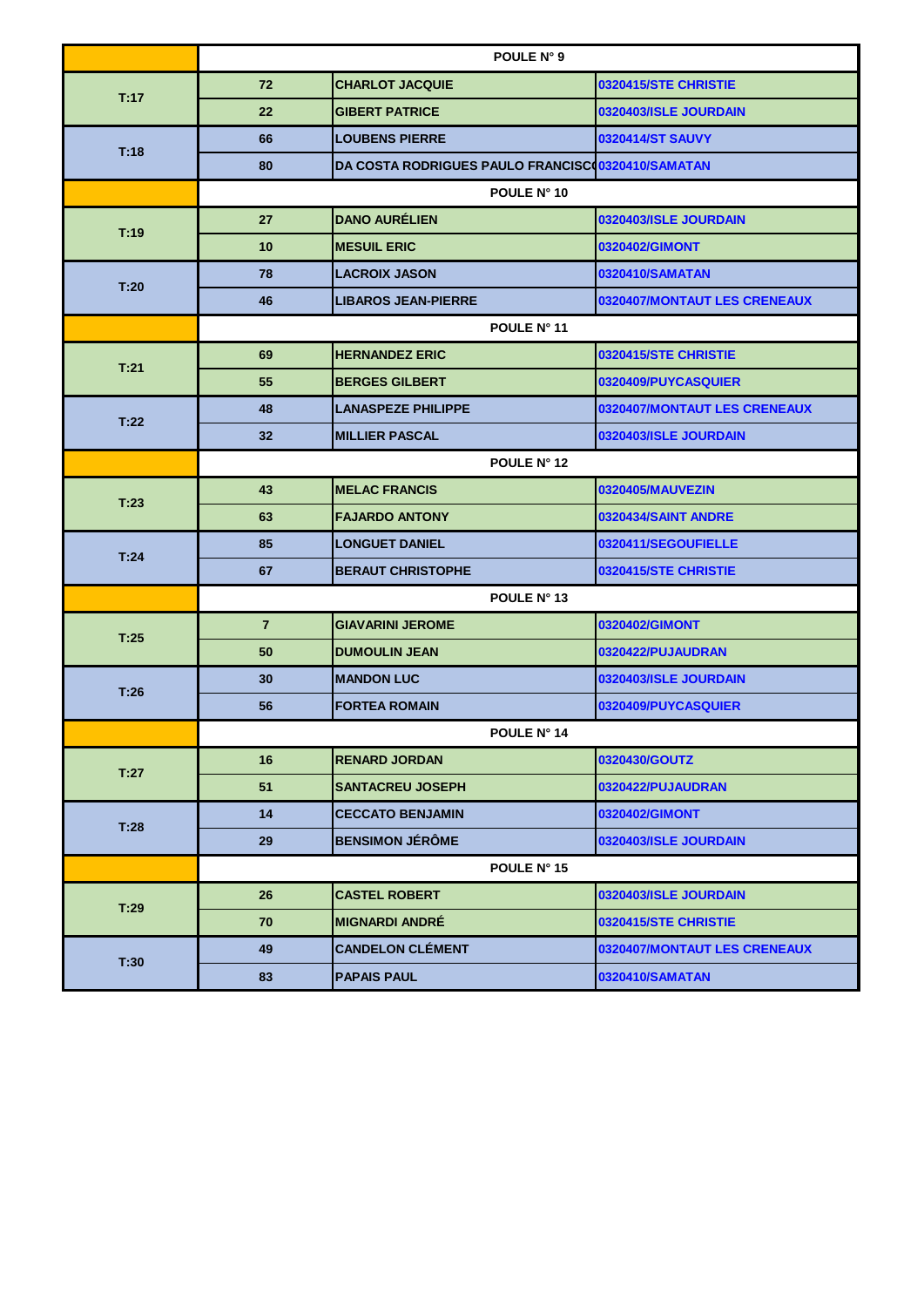| | POULE N° 9 | | |
|---|---|---|---|
| T:17 | 72 | CHARLOT JACQUIE | 0320415/STE CHRISTIE |
| | 22 | GIBERT PATRICE | 0320403/ISLE JOURDAIN |
| T:18 | 66 | LOUBENS PIERRE | 0320414/ST SAUVY |
| | 80 | DA COSTA RODRIGUES PAULO FRANCISC( | 0320410/SAMATAN |
| | POULE N° 10 | | |
| T:19 | 27 | DANO AURÉLIEN | 0320403/ISLE JOURDAIN |
| | 10 | MESUIL ERIC | 0320402/GIMONT |
| T:20 | 78 | LACROIX JASON | 0320410/SAMATAN |
| | 46 | LIBAROS JEAN-PIERRE | 0320407/MONTAUT LES CRENEAUX |
| | POULE N° 11 | | |
| T:21 | 69 | HERNANDEZ ERIC | 0320415/STE CHRISTIE |
| | 55 | BERGES GILBERT | 0320409/PUYCASQUIER |
| T:22 | 48 | LANASPEZE PHILIPPE | 0320407/MONTAUT LES CRENEAUX |
| | 32 | MILLIER PASCAL | 0320403/ISLE JOURDAIN |
| | POULE N° 12 | | |
| T:23 | 43 | MELAC FRANCIS | 0320405/MAUVEZIN |
| | 63 | FAJARDO ANTONY | 0320434/SAINT ANDRE |
| T:24 | 85 | LONGUET DANIEL | 0320411/SEGOUFIELLE |
| | 67 | BERAUT CHRISTOPHE | 0320415/STE CHRISTIE |
| | POULE N° 13 | | |
| T:25 | 7 | GIAVARINI JEROME | 0320402/GIMONT |
| | 50 | DUMOULIN JEAN | 0320422/PUJAUDRAN |
| T:26 | 30 | MANDON LUC | 0320403/ISLE JOURDAIN |
| | 56 | FORTEA ROMAIN | 0320409/PUYCASQUIER |
| | POULE N° 14 | | |
| T:27 | 16 | RENARD JORDAN | 0320430/GOUTZ |
| | 51 | SANTACREU JOSEPH | 0320422/PUJAUDRAN |
| T:28 | 14 | CECCATO BENJAMIN | 0320402/GIMONT |
| | 29 | BENSIMON JÉRÔME | 0320403/ISLE JOURDAIN |
| | POULE N° 15 | | |
| T:29 | 26 | CASTEL ROBERT | 0320403/ISLE JOURDAIN |
| | 70 | MIGNARDI ANDRÉ | 0320415/STE CHRISTIE |
| T:30 | 49 | CANDELON CLÉMENT | 0320407/MONTAUT LES CRENEAUX |
| | 83 | PAPAIS PAUL | 0320410/SAMATAN |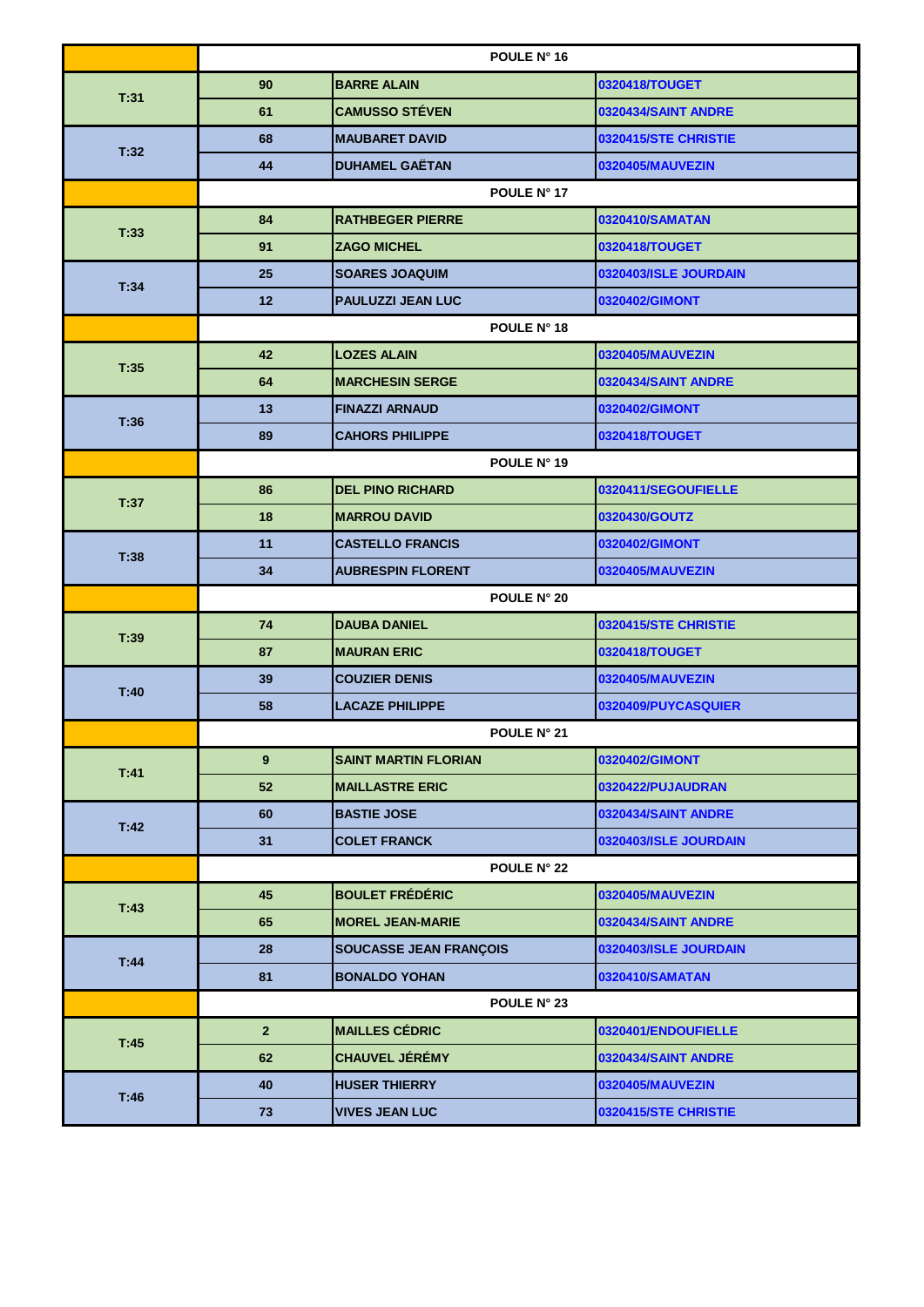| | | | |
|---|---|---|---|
| | POULE N° 16 | | |
| T:31 | 90 | BARRE ALAIN | 0320418/TOUGET |
| | 61 | CAMUSSO STÉVEN | 0320434/SAINT ANDRE |
| T:32 | 68 | MAUBARET DAVID | 0320415/STE CHRISTIE |
| | 44 | DUHAMEL GAËTAN | 0320405/MAUVEZIN |
| | POULE N° 17 | | |
| T:33 | 84 | RATHBEGER PIERRE | 0320410/SAMATAN |
| | 91 | ZAGO MICHEL | 0320418/TOUGET |
| T:34 | 25 | SOARES JOAQUIM | 0320403/ISLE JOURDAIN |
| | 12 | PAULUZZI JEAN LUC | 0320402/GIMONT |
| | POULE N° 18 | | |
| T:35 | 42 | LOZES ALAIN | 0320405/MAUVEZIN |
| | 64 | MARCHESIN SERGE | 0320434/SAINT ANDRE |
| T:36 | 13 | FINAZZI ARNAUD | 0320402/GIMONT |
| | 89 | CAHORS PHILIPPE | 0320418/TOUGET |
| | POULE N° 19 | | |
| T:37 | 86 | DEL PINO RICHARD | 0320411/SEGOUFIELLE |
| | 18 | MARROU DAVID | 0320430/GOUTZ |
| T:38 | 11 | CASTELLO FRANCIS | 0320402/GIMONT |
| | 34 | AUBRESPIN FLORENT | 0320405/MAUVEZIN |
| | POULE N° 20 | | |
| T:39 | 74 | DAUBA DANIEL | 0320415/STE CHRISTIE |
| | 87 | MAURAN ERIC | 0320418/TOUGET |
| T:40 | 39 | COUZIER DENIS | 0320405/MAUVEZIN |
| | 58 | LACAZE PHILIPPE | 0320409/PUYCASQUIER |
| | POULE N° 21 | | |
| T:41 | 9 | SAINT MARTIN FLORIAN | 0320402/GIMONT |
| | 52 | MAILLASTRE ERIC | 0320422/PUJAUDRAN |
| T:42 | 60 | BASTIE JOSE | 0320434/SAINT ANDRE |
| | 31 | COLET FRANCK | 0320403/ISLE JOURDAIN |
| | POULE N° 22 | | |
| T:43 | 45 | BOULET FRÉDÉRIC | 0320405/MAUVEZIN |
| | 65 | MOREL JEAN-MARIE | 0320434/SAINT ANDRE |
| T:44 | 28 | SOUCASSE JEAN FRANÇOIS | 0320403/ISLE JOURDAIN |
| | 81 | BONALDO YOHAN | 0320410/SAMATAN |
| | POULE N° 23 | | |
| T:45 | 2 | MAILLES CÉDRIC | 0320401/ENDOUFIELLE |
| | 62 | CHAUVEL JÉRÉMY | 0320434/SAINT ANDRE |
| T:46 | 40 | HUSER THIERRY | 0320405/MAUVEZIN |
| | 73 | VIVES JEAN LUC | 0320415/STE CHRISTIE |